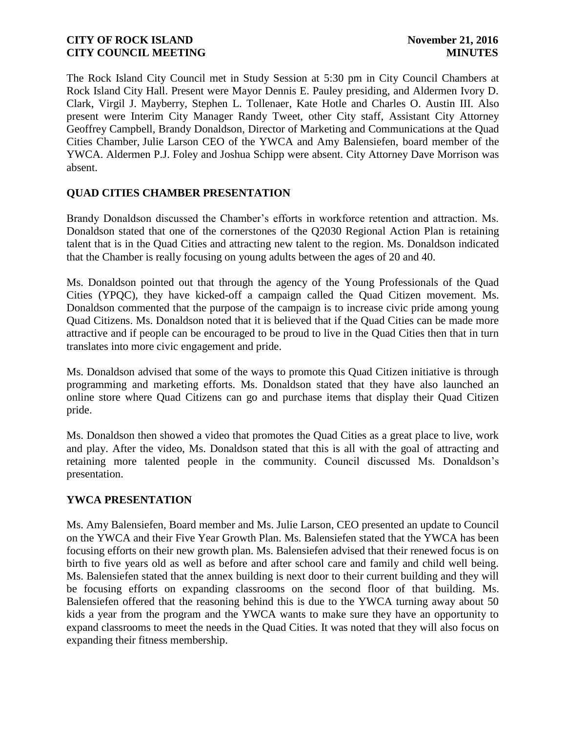**CITY OF ROCK ISLAND** **November 21, 2016**
**CITY COUNCIL MEETING** **MINUTES**

The Rock Island City Council met in Study Session at 5:30 pm in City Council Chambers at Rock Island City Hall. Present were Mayor Dennis E. Pauley presiding, and Aldermen Ivory D. Clark, Virgil J. Mayberry, Stephen L. Tollenaer, Kate Hotle and Charles O. Austin III. Also present were Interim City Manager Randy Tweet, other City staff, Assistant City Attorney Geoffrey Campbell, Brandy Donaldson, Director of Marketing and Communications at the Quad Cities Chamber, Julie Larson CEO of the YWCA and Amy Balensiefen, board member of the YWCA. Aldermen P.J. Foley and Joshua Schipp were absent. City Attorney Dave Morrison was absent.

## QUAD CITIES CHAMBER PRESENTATION

Brandy Donaldson discussed the Chamber's efforts in workforce retention and attraction. Ms. Donaldson stated that one of the cornerstones of the Q2030 Regional Action Plan is retaining talent that is in the Quad Cities and attracting new talent to the region. Ms. Donaldson indicated that the Chamber is really focusing on young adults between the ages of 20 and 40.

Ms. Donaldson pointed out that through the agency of the Young Professionals of the Quad Cities (YPQC), they have kicked-off a campaign called the Quad Citizen movement. Ms. Donaldson commented that the purpose of the campaign is to increase civic pride among young Quad Citizens. Ms. Donaldson noted that it is believed that if the Quad Cities can be made more attractive and if people can be encouraged to be proud to live in the Quad Cities then that in turn translates into more civic engagement and pride.

Ms. Donaldson advised that some of the ways to promote this Quad Citizen initiative is through programming and marketing efforts. Ms. Donaldson stated that they have also launched an online store where Quad Citizens can go and purchase items that display their Quad Citizen pride.

Ms. Donaldson then showed a video that promotes the Quad Cities as a great place to live, work and play. After the video, Ms. Donaldson stated that this is all with the goal of attracting and retaining more talented people in the community. Council discussed Ms. Donaldson's presentation.

## YWCA PRESENTATION

Ms. Amy Balensiefen, Board member and Ms. Julie Larson, CEO presented an update to Council on the YWCA and their Five Year Growth Plan. Ms. Balensiefen stated that the YWCA has been focusing efforts on their new growth plan. Ms. Balensiefen advised that their renewed focus is on birth to five years old as well as before and after school care and family and child well being. Ms. Balensiefen stated that the annex building is next door to their current building and they will be focusing efforts on expanding classrooms on the second floor of that building. Ms. Balensiefen offered that the reasoning behind this is due to the YWCA turning away about 50 kids a year from the program and the YWCA wants to make sure they have an opportunity to expand classrooms to meet the needs in the Quad Cities. It was noted that they will also focus on expanding their fitness membership.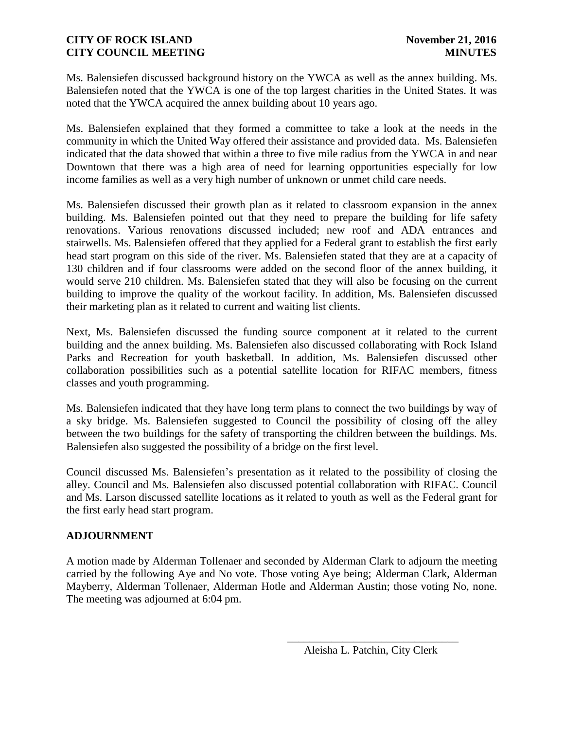Ms. Balensiefen discussed background history on the YWCA as well as the annex building. Ms. Balensiefen noted that the YWCA is one of the top largest charities in the United States. It was noted that the YWCA acquired the annex building about 10 years ago.

Ms. Balensiefen explained that they formed a committee to take a look at the needs in the community in which the United Way offered their assistance and provided data. Ms. Balensiefen indicated that the data showed that within a three to five mile radius from the YWCA in and near Downtown that there was a high area of need for learning opportunities especially for low income families as well as a very high number of unknown or unmet child care needs.

Ms. Balensiefen discussed their growth plan as it related to classroom expansion in the annex building. Ms. Balensiefen pointed out that they need to prepare the building for life safety renovations. Various renovations discussed included; new roof and ADA entrances and stairwells. Ms. Balensiefen offered that they applied for a Federal grant to establish the first early head start program on this side of the river. Ms. Balensiefen stated that they are at a capacity of 130 children and if four classrooms were added on the second floor of the annex building, it would serve 210 children. Ms. Balensiefen stated that they will also be focusing on the current building to improve the quality of the workout facility. In addition, Ms. Balensiefen discussed their marketing plan as it related to current and waiting list clients.

Next, Ms. Balensiefen discussed the funding source component at it related to the current building and the annex building. Ms. Balensiefen also discussed collaborating with Rock Island Parks and Recreation for youth basketball. In addition, Ms. Balensiefen discussed other collaboration possibilities such as a potential satellite location for RIFAC members, fitness classes and youth programming.

Ms. Balensiefen indicated that they have long term plans to connect the two buildings by way of a sky bridge. Ms. Balensiefen suggested to Council the possibility of closing off the alley between the two buildings for the safety of transporting the children between the buildings. Ms. Balensiefen also suggested the possibility of a bridge on the first level.

Council discussed Ms. Balensiefen's presentation as it related to the possibility of closing the alley. Council and Ms. Balensiefen also discussed potential collaboration with RIFAC. Council and Ms. Larson discussed satellite locations as it related to youth as well as the Federal grant for the first early head start program.

## ADJOURNMENT

A motion made by Alderman Tollenaer and seconded by Alderman Clark to adjourn the meeting carried by the following Aye and No vote. Those voting Aye being; Alderman Clark, Alderman Mayberry, Alderman Tollenaer, Alderman Hotle and Alderman Austin; those voting No, none. The meeting was adjourned at 6:04 pm.

\_\_\_\_\_\_\_\_\_\_\_\_\_\_\_\_\_\_\_\_\_\_\_\_\_\_\_\_\_\_\_\_

Aleisha L. Patchin, City Clerk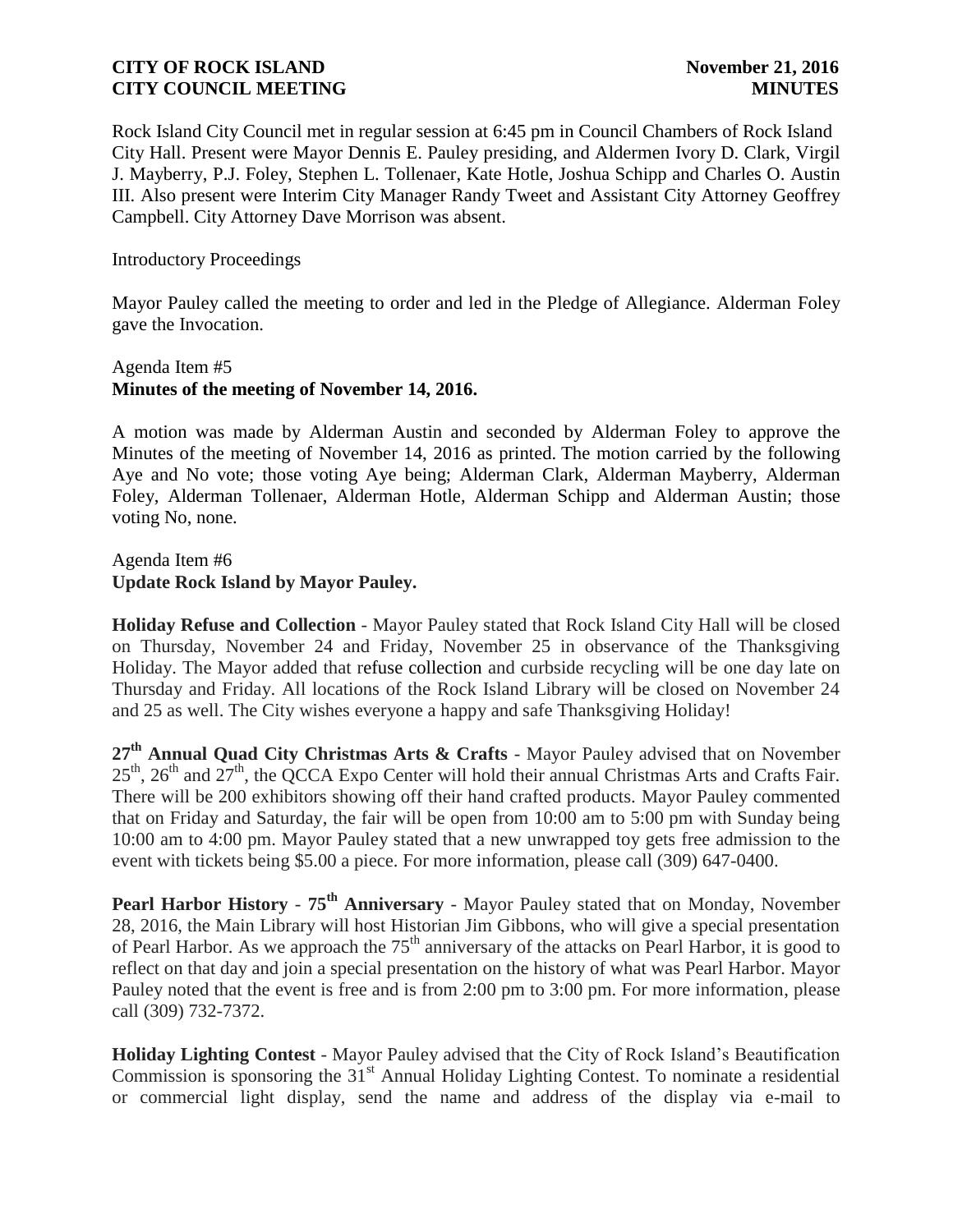Rock Island City Council met in regular session at 6:45 pm in Council Chambers of Rock Island City Hall. Present were Mayor Dennis E. Pauley presiding, and Aldermen Ivory D. Clark, Virgil J. Mayberry, P.J. Foley, Stephen L. Tollenaer, Kate Hotle, Joshua Schipp and Charles O. Austin III. Also present were Interim City Manager Randy Tweet and Assistant City Attorney Geoffrey Campbell. City Attorney Dave Morrison was absent.

Introductory Proceedings

Mayor Pauley called the meeting to order and led in the Pledge of Allegiance. Alderman Foley gave the Invocation.

Agenda Item #5
**Minutes of the meeting of November 14, 2016.**

A motion was made by Alderman Austin and seconded by Alderman Foley to approve the Minutes of the meeting of November 14, 2016 as printed. The motion carried by the following Aye and No vote; those voting Aye being; Alderman Clark, Alderman Mayberry, Alderman Foley, Alderman Tollenaer, Alderman Hotle, Alderman Schipp and Alderman Austin; those voting No, none.

Agenda Item #6
**Update Rock Island by Mayor Pauley.**

**Holiday Refuse and Collection** - Mayor Pauley stated that Rock Island City Hall will be closed on Thursday, November 24 and Friday, November 25 in observance of the Thanksgiving Holiday. The Mayor added that refuse collection and curbside recycling will be one day late on Thursday and Friday. All locations of the Rock Island Library will be closed on November 24 and 25 as well. The City wishes everyone a happy and safe Thanksgiving Holiday!

**27th Annual Quad City Christmas Arts & Crafts** - Mayor Pauley advised that on November 25th, 26th and 27th, the QCCA Expo Center will hold their annual Christmas Arts and Crafts Fair. There will be 200 exhibitors showing off their hand crafted products. Mayor Pauley commented that on Friday and Saturday, the fair will be open from 10:00 am to 5:00 pm with Sunday being 10:00 am to 4:00 pm. Mayor Pauley stated that a new unwrapped toy gets free admission to the event with tickets being $5.00 a piece. For more information, please call (309) 647-0400.

**Pearl Harbor History - 75th Anniversary** - Mayor Pauley stated that on Monday, November 28, 2016, the Main Library will host Historian Jim Gibbons, who will give a special presentation of Pearl Harbor. As we approach the 75th anniversary of the attacks on Pearl Harbor, it is good to reflect on that day and join a special presentation on the history of what was Pearl Harbor. Mayor Pauley noted that the event is free and is from 2:00 pm to 3:00 pm. For more information, please call (309) 732-7372.

**Holiday Lighting Contest** - Mayor Pauley advised that the City of Rock Island's Beautification Commission is sponsoring the 31st Annual Holiday Lighting Contest. To nominate a residential or commercial light display, send the name and address of the display via e-mail to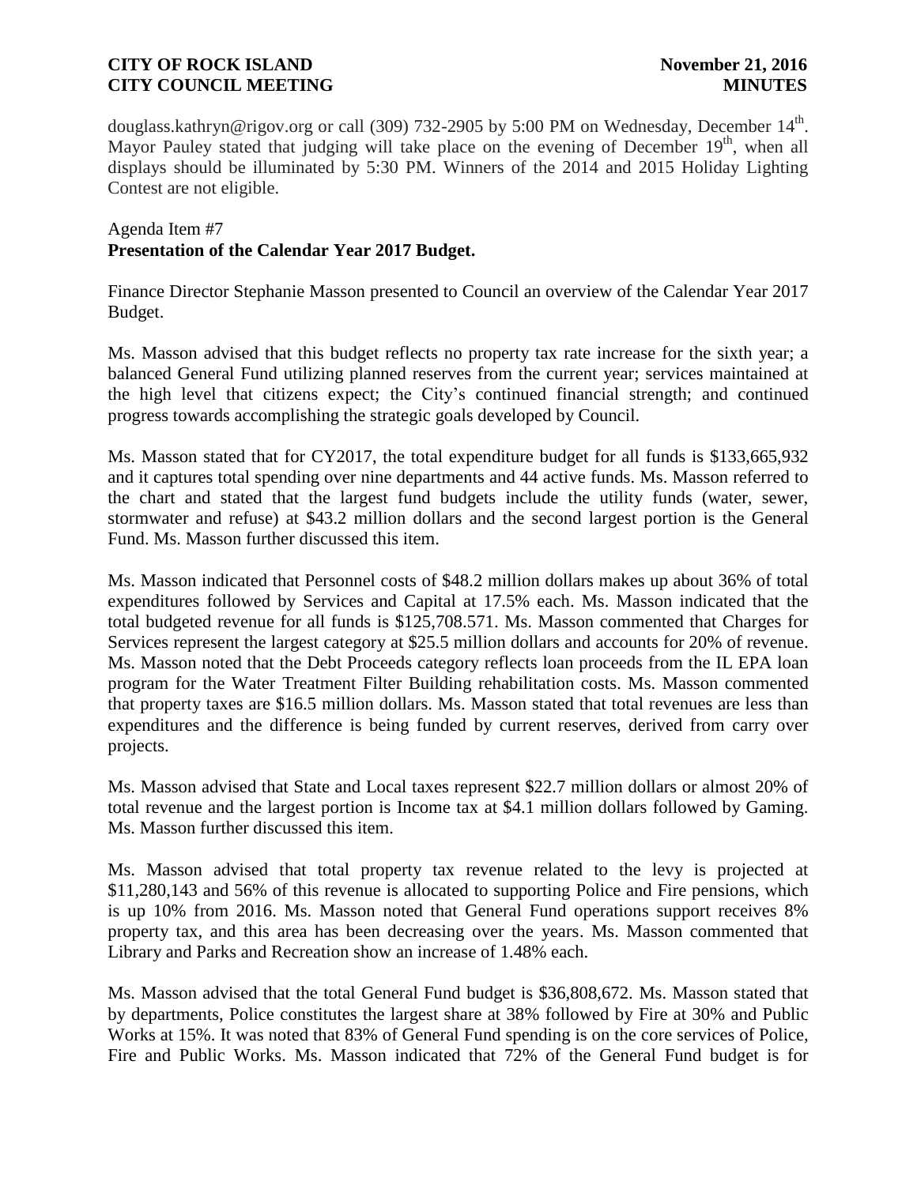douglass.kathryn@rigov.org or call (309) 732-2905 by 5:00 PM on Wednesday, December 14th. Mayor Pauley stated that judging will take place on the evening of December 19th, when all displays should be illuminated by 5:30 PM. Winners of the 2014 and 2015 Holiday Lighting Contest are not eligible.

Agenda Item #7
**Presentation of the Calendar Year 2017 Budget.**

Finance Director Stephanie Masson presented to Council an overview of the Calendar Year 2017 Budget.

Ms. Masson advised that this budget reflects no property tax rate increase for the sixth year; a balanced General Fund utilizing planned reserves from the current year; services maintained at the high level that citizens expect; the City's continued financial strength; and continued progress towards accomplishing the strategic goals developed by Council.

Ms. Masson stated that for CY2017, the total expenditure budget for all funds is $133,665,932 and it captures total spending over nine departments and 44 active funds. Ms. Masson referred to the chart and stated that the largest fund budgets include the utility funds (water, sewer, stormwater and refuse) at $43.2 million dollars and the second largest portion is the General Fund. Ms. Masson further discussed this item.

Ms. Masson indicated that Personnel costs of $48.2 million dollars makes up about 36% of total expenditures followed by Services and Capital at 17.5% each. Ms. Masson indicated that the total budgeted revenue for all funds is $125,708.571. Ms. Masson commented that Charges for Services represent the largest category at $25.5 million dollars and accounts for 20% of revenue. Ms. Masson noted that the Debt Proceeds category reflects loan proceeds from the IL EPA loan program for the Water Treatment Filter Building rehabilitation costs. Ms. Masson commented that property taxes are $16.5 million dollars. Ms. Masson stated that total revenues are less than expenditures and the difference is being funded by current reserves, derived from carry over projects.

Ms. Masson advised that State and Local taxes represent $22.7 million dollars or almost 20% of total revenue and the largest portion is Income tax at $4.1 million dollars followed by Gaming. Ms. Masson further discussed this item.

Ms. Masson advised that total property tax revenue related to the levy is projected at $11,280,143 and 56% of this revenue is allocated to supporting Police and Fire pensions, which is up 10% from 2016. Ms. Masson noted that General Fund operations support receives 8% property tax, and this area has been decreasing over the years. Ms. Masson commented that Library and Parks and Recreation show an increase of 1.48% each.

Ms. Masson advised that the total General Fund budget is $36,808,672. Ms. Masson stated that by departments, Police constitutes the largest share at 38% followed by Fire at 30% and Public Works at 15%. It was noted that 83% of General Fund spending is on the core services of Police, Fire and Public Works. Ms. Masson indicated that 72% of the General Fund budget is for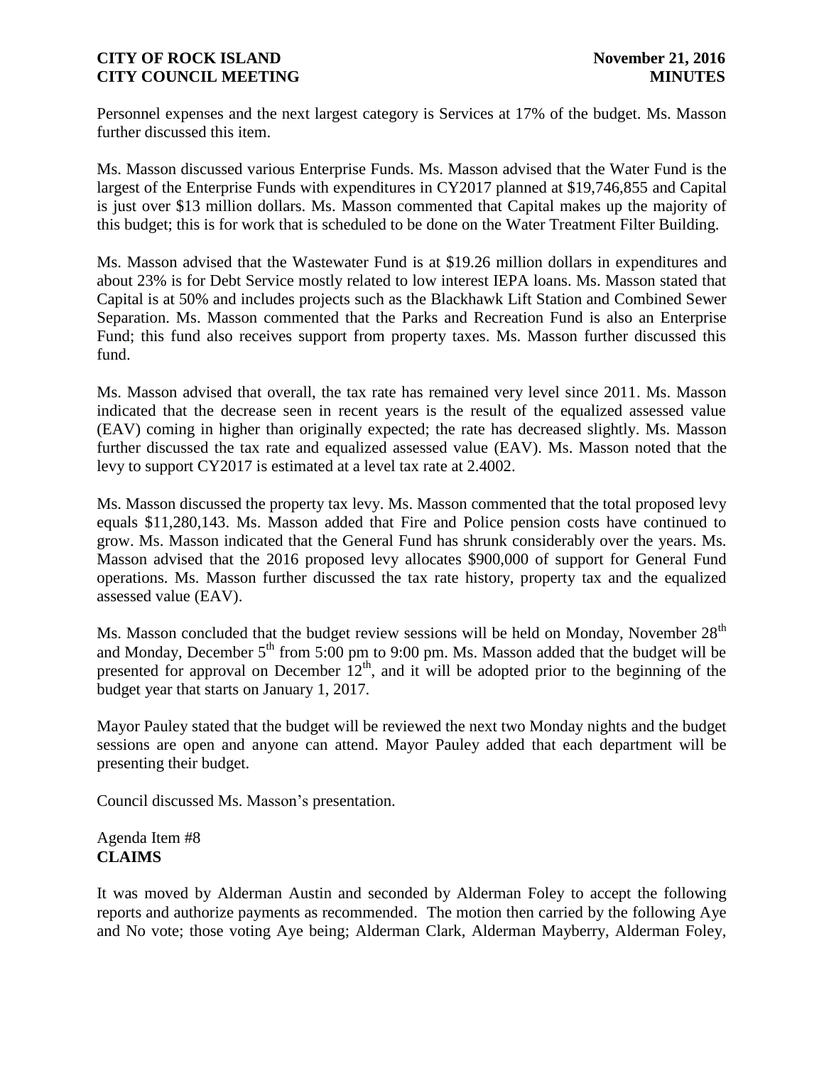Personnel expenses and the next largest category is Services at 17% of the budget. Ms. Masson further discussed this item.

Ms. Masson discussed various Enterprise Funds. Ms. Masson advised that the Water Fund is the largest of the Enterprise Funds with expenditures in CY2017 planned at $19,746,855 and Capital is just over $13 million dollars. Ms. Masson commented that Capital makes up the majority of this budget; this is for work that is scheduled to be done on the Water Treatment Filter Building.

Ms. Masson advised that the Wastewater Fund is at $19.26 million dollars in expenditures and about 23% is for Debt Service mostly related to low interest IEPA loans. Ms. Masson stated that Capital is at 50% and includes projects such as the Blackhawk Lift Station and Combined Sewer Separation. Ms. Masson commented that the Parks and Recreation Fund is also an Enterprise Fund; this fund also receives support from property taxes. Ms. Masson further discussed this fund.

Ms. Masson advised that overall, the tax rate has remained very level since 2011. Ms. Masson indicated that the decrease seen in recent years is the result of the equalized assessed value (EAV) coming in higher than originally expected; the rate has decreased slightly. Ms. Masson further discussed the tax rate and equalized assessed value (EAV). Ms. Masson noted that the levy to support CY2017 is estimated at a level tax rate at 2.4002.

Ms. Masson discussed the property tax levy. Ms. Masson commented that the total proposed levy equals $11,280,143. Ms. Masson added that Fire and Police pension costs have continued to grow. Ms. Masson indicated that the General Fund has shrunk considerably over the years. Ms. Masson advised that the 2016 proposed levy allocates $900,000 of support for General Fund operations. Ms. Masson further discussed the tax rate history, property tax and the equalized assessed value (EAV).

Ms. Masson concluded that the budget review sessions will be held on Monday, November 28th and Monday, December 5th from 5:00 pm to 9:00 pm. Ms. Masson added that the budget will be presented for approval on December 12th, and it will be adopted prior to the beginning of the budget year that starts on January 1, 2017.

Mayor Pauley stated that the budget will be reviewed the next two Monday nights and the budget sessions are open and anyone can attend. Mayor Pauley added that each department will be presenting their budget.

Council discussed Ms. Masson's presentation.

Agenda Item #8
**CLAIMS**

It was moved by Alderman Austin and seconded by Alderman Foley to accept the following reports and authorize payments as recommended. The motion then carried by the following Aye and No vote; those voting Aye being; Alderman Clark, Alderman Mayberry, Alderman Foley,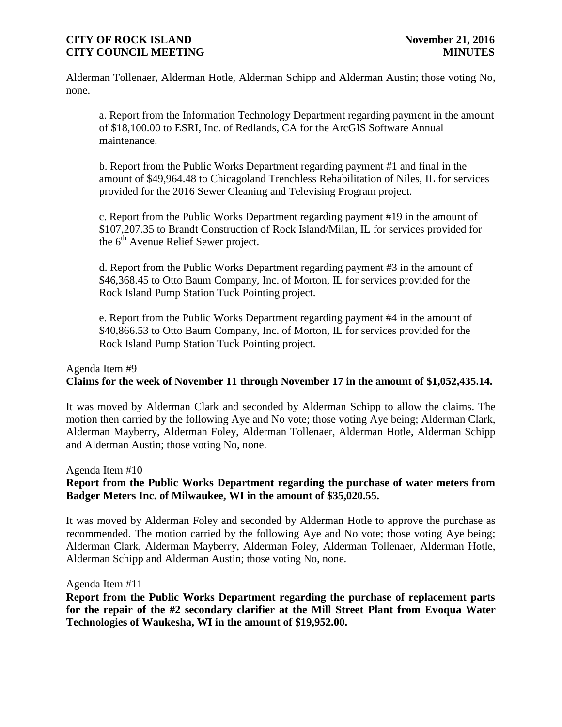Alderman Tollenaer, Alderman Hotle, Alderman Schipp and Alderman Austin; those voting No, none.

a. Report from the Information Technology Department regarding payment in the amount of $18,100.00 to ESRI, Inc. of Redlands, CA for the ArcGIS Software Annual maintenance.

b. Report from the Public Works Department regarding payment #1 and final in the amount of $49,964.48 to Chicagoland Trenchless Rehabilitation of Niles, IL for services provided for the 2016 Sewer Cleaning and Televising Program project.

c. Report from the Public Works Department regarding payment #19 in the amount of $107,207.35 to Brandt Construction of Rock Island/Milan, IL for services provided for the 6th Avenue Relief Sewer project.

d. Report from the Public Works Department regarding payment #3 in the amount of $46,368.45 to Otto Baum Company, Inc. of Morton, IL for services provided for the Rock Island Pump Station Tuck Pointing project.

e. Report from the Public Works Department regarding payment #4 in the amount of $40,866.53 to Otto Baum Company, Inc. of Morton, IL for services provided for the Rock Island Pump Station Tuck Pointing project.

Agenda Item #9

**Claims for the week of November 11 through November 17 in the amount of $1,052,435.14.**

It was moved by Alderman Clark and seconded by Alderman Schipp to allow the claims. The motion then carried by the following Aye and No vote; those voting Aye being; Alderman Clark, Alderman Mayberry, Alderman Foley, Alderman Tollenaer, Alderman Hotle, Alderman Schipp and Alderman Austin; those voting No, none.

Agenda Item #10

**Report from the Public Works Department regarding the purchase of water meters from Badger Meters Inc. of Milwaukee, WI in the amount of $35,020.55.**

It was moved by Alderman Foley and seconded by Alderman Hotle to approve the purchase as recommended. The motion carried by the following Aye and No vote; those voting Aye being; Alderman Clark, Alderman Mayberry, Alderman Foley, Alderman Tollenaer, Alderman Hotle, Alderman Schipp and Alderman Austin; those voting No, none.

Agenda Item #11

**Report from the Public Works Department regarding the purchase of replacement parts for the repair of the #2 secondary clarifier at the Mill Street Plant from Evoqua Water Technologies of Waukesha, WI in the amount of $19,952.00.**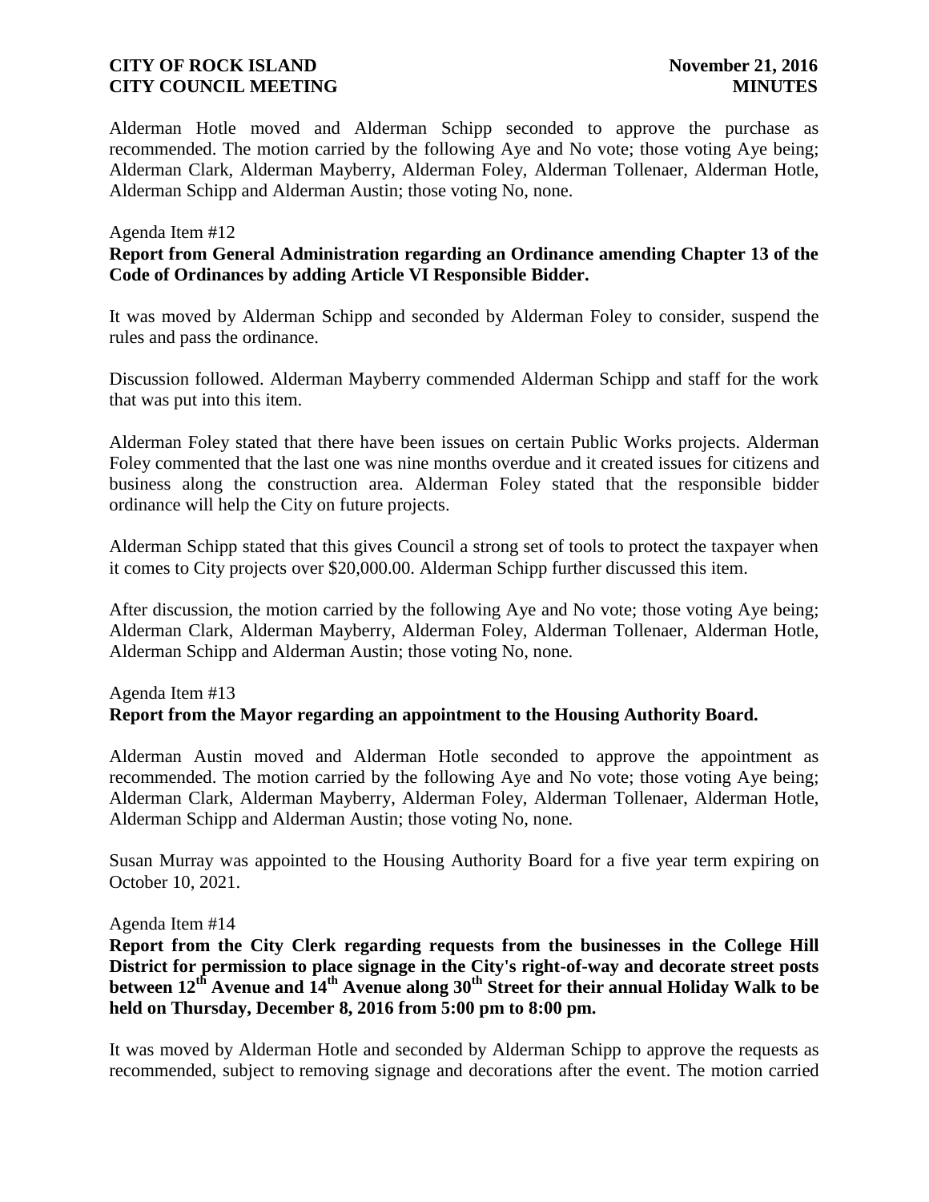Alderman Hotle moved and Alderman Schipp seconded to approve the purchase as recommended. The motion carried by the following Aye and No vote; those voting Aye being; Alderman Clark, Alderman Mayberry, Alderman Foley, Alderman Tollenaer, Alderman Hotle, Alderman Schipp and Alderman Austin; those voting No, none.

Agenda Item #12

**Report from General Administration regarding an Ordinance amending Chapter 13 of the Code of Ordinances by adding Article VI Responsible Bidder.**

It was moved by Alderman Schipp and seconded by Alderman Foley to consider, suspend the rules and pass the ordinance.

Discussion followed. Alderman Mayberry commended Alderman Schipp and staff for the work that was put into this item.

Alderman Foley stated that there have been issues on certain Public Works projects. Alderman Foley commented that the last one was nine months overdue and it created issues for citizens and business along the construction area. Alderman Foley stated that the responsible bidder ordinance will help the City on future projects.

Alderman Schipp stated that this gives Council a strong set of tools to protect the taxpayer when it comes to City projects over $20,000.00. Alderman Schipp further discussed this item.

After discussion, the motion carried by the following Aye and No vote; those voting Aye being; Alderman Clark, Alderman Mayberry, Alderman Foley, Alderman Tollenaer, Alderman Hotle, Alderman Schipp and Alderman Austin; those voting No, none.

Agenda Item #13

**Report from the Mayor regarding an appointment to the Housing Authority Board.**

Alderman Austin moved and Alderman Hotle seconded to approve the appointment as recommended. The motion carried by the following Aye and No vote; those voting Aye being; Alderman Clark, Alderman Mayberry, Alderman Foley, Alderman Tollenaer, Alderman Hotle, Alderman Schipp and Alderman Austin; those voting No, none.

Susan Murray was appointed to the Housing Authority Board for a five year term expiring on October 10, 2021.

Agenda Item #14

**Report from the City Clerk regarding requests from the businesses in the College Hill District for permission to place signage in the City's right-of-way and decorate street posts between 12th Avenue and 14th Avenue along 30th Street for their annual Holiday Walk to be held on Thursday, December 8, 2016 from 5:00 pm to 8:00 pm.**

It was moved by Alderman Hotle and seconded by Alderman Schipp to approve the requests as recommended, subject to removing signage and decorations after the event. The motion carried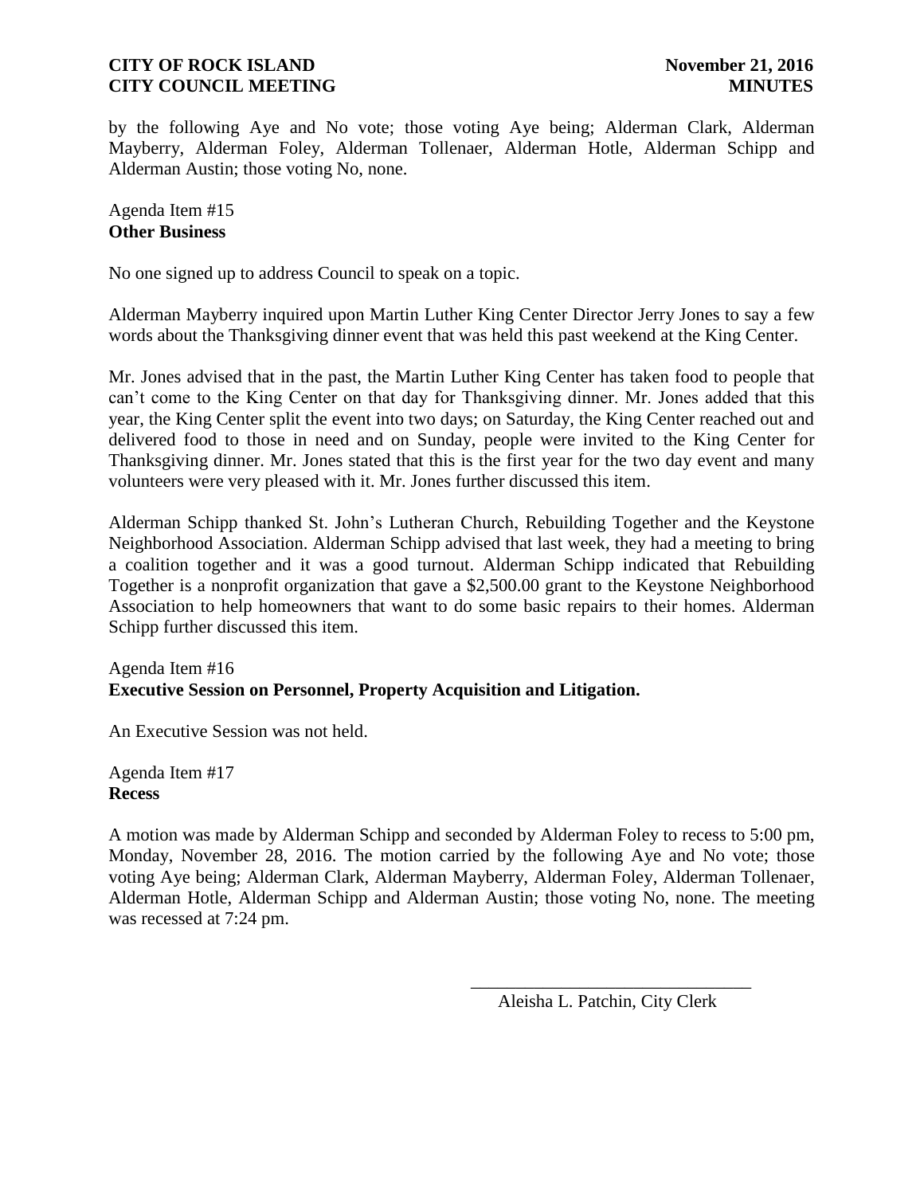by the following Aye and No vote; those voting Aye being; Alderman Clark, Alderman Mayberry, Alderman Foley, Alderman Tollenaer, Alderman Hotle, Alderman Schipp and Alderman Austin; those voting No, none.

Agenda Item #15
**Other Business**

No one signed up to address Council to speak on a topic.

Alderman Mayberry inquired upon Martin Luther King Center Director Jerry Jones to say a few words about the Thanksgiving dinner event that was held this past weekend at the King Center.

Mr. Jones advised that in the past, the Martin Luther King Center has taken food to people that can't come to the King Center on that day for Thanksgiving dinner. Mr. Jones added that this year, the King Center split the event into two days; on Saturday, the King Center reached out and delivered food to those in need and on Sunday, people were invited to the King Center for Thanksgiving dinner. Mr. Jones stated that this is the first year for the two day event and many volunteers were very pleased with it. Mr. Jones further discussed this item.

Alderman Schipp thanked St. John's Lutheran Church, Rebuilding Together and the Keystone Neighborhood Association. Alderman Schipp advised that last week, they had a meeting to bring a coalition together and it was a good turnout. Alderman Schipp indicated that Rebuilding Together is a nonprofit organization that gave a $2,500.00 grant to the Keystone Neighborhood Association to help homeowners that want to do some basic repairs to their homes. Alderman Schipp further discussed this item.

Agenda Item #16
**Executive Session on Personnel, Property Acquisition and Litigation.**

An Executive Session was not held.

Agenda Item #17
**Recess**

A motion was made by Alderman Schipp and seconded by Alderman Foley to recess to 5:00 pm, Monday, November 28, 2016. The motion carried by the following Aye and No vote; those voting Aye being; Alderman Clark, Alderman Mayberry, Alderman Foley, Alderman Tollenaer, Alderman Hotle, Alderman Schipp and Alderman Austin; those voting No, none. The meeting was recessed at 7:24 pm.

\_\_\_\_\_\_\_\_\_\_\_\_\_\_\_\_\_\_\_\_\_\_\_\_\_\_\_\_\_\_\_\_

Aleisha L. Patchin, City Clerk